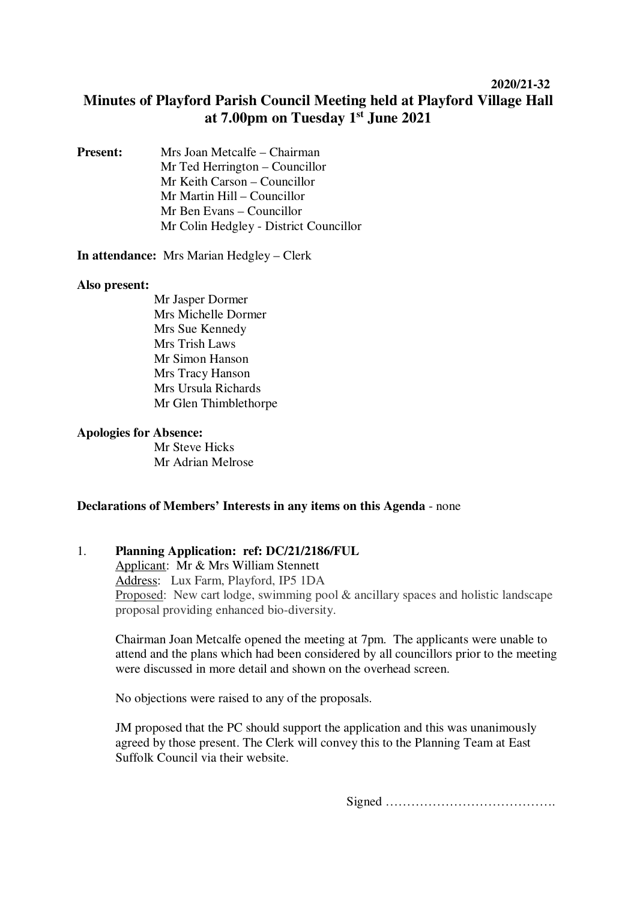2020/21-32

# Minutes of Playford Parish Council Meeting held at Playford Village Hall at 7.00pm on Tuesday 1st June 2021

**Present:**
Mrs Joan Metcalfe – Chairman
Mr Ted Herrington – Councillor
Mr Keith Carson – Councillor
Mr Martin Hill – Councillor
Mr Ben Evans – Councillor
Mr Colin Hedgley - District Councillor

**In attendance:** Mrs Marian Hedgley – Clerk

**Also present:**
Mr Jasper Dormer
Mrs Michelle Dormer
Mrs Sue Kennedy
Mrs Trish Laws
Mr Simon Hanson
Mrs Tracy Hanson
Mrs Ursula Richards
Mr Glen Thimblethorpe

**Apologies for Absence:**
Mr Steve Hicks
Mr Adrian Melrose

**Declarations of Members' Interests in any items on this Agenda** - none

1. **Planning Application: ref: DC/21/2186/FUL**

   Applicant: Mr & Mrs William Stennett
   Address: Lux Farm, Playford, IP5 1DA
   Proposed: New cart lodge, swimming pool & ancillary spaces and holistic landscape proposal providing enhanced bio-diversity.

   Chairman Joan Metcalfe opened the meeting at 7pm. The applicants were unable to attend and the plans which had been considered by all councillors prior to the meeting were discussed in more detail and shown on the overhead screen.

   No objections were raised to any of the proposals.

   JM proposed that the PC should support the application and this was unanimously agreed by those present. The Clerk will convey this to the Planning Team at East Suffolk Council via their website.

Signed ………………………………….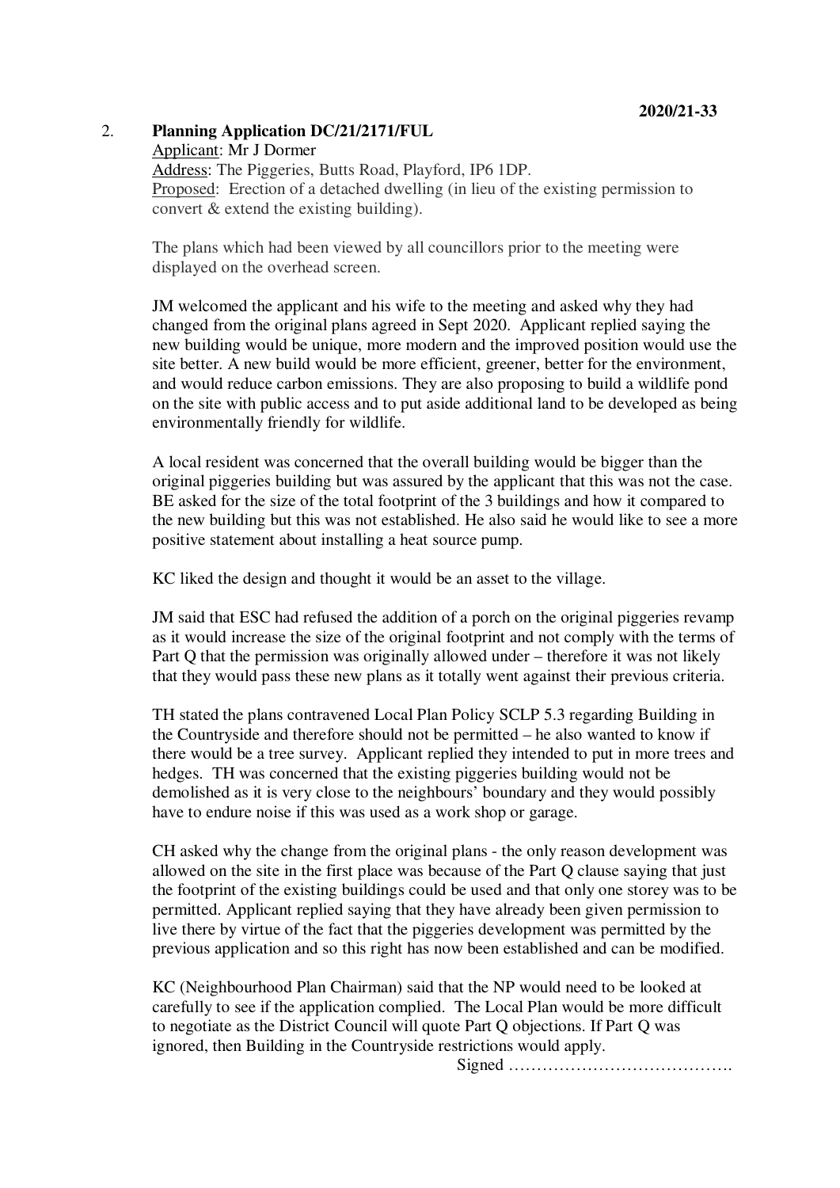2020/21-33

2. **Planning Application DC/21/2171/FUL**

Applicant: Mr J Dormer

Address: The Piggeries, Butts Road, Playford, IP6 1DP.

Proposed: Erection of a detached dwelling (in lieu of the existing permission to convert & extend the existing building).

The plans which had been viewed by all councillors prior to the meeting were displayed on the overhead screen.

JM welcomed the applicant and his wife to the meeting and asked why they had changed from the original plans agreed in Sept 2020. Applicant replied saying the new building would be unique, more modern and the improved position would use the site better. A new build would be more efficient, greener, better for the environment, and would reduce carbon emissions. They are also proposing to build a wildlife pond on the site with public access and to put aside additional land to be developed as being environmentally friendly for wildlife.

A local resident was concerned that the overall building would be bigger than the original piggeries building but was assured by the applicant that this was not the case. BE asked for the size of the total footprint of the 3 buildings and how it compared to the new building but this was not established. He also said he would like to see a more positive statement about installing a heat source pump.

KC liked the design and thought it would be an asset to the village.

JM said that ESC had refused the addition of a porch on the original piggeries revamp as it would increase the size of the original footprint and not comply with the terms of Part Q that the permission was originally allowed under – therefore it was not likely that they would pass these new plans as it totally went against their previous criteria.

TH stated the plans contravened Local Plan Policy SCLP 5.3 regarding Building in the Countryside and therefore should not be permitted – he also wanted to know if there would be a tree survey. Applicant replied they intended to put in more trees and hedges. TH was concerned that the existing piggeries building would not be demolished as it is very close to the neighbours' boundary and they would possibly have to endure noise if this was used as a work shop or garage.

CH asked why the change from the original plans - the only reason development was allowed on the site in the first place was because of the Part Q clause saying that just the footprint of the existing buildings could be used and that only one storey was to be permitted. Applicant replied saying that they have already been given permission to live there by virtue of the fact that the piggeries development was permitted by the previous application and so this right has now been established and can be modified.

KC (Neighbourhood Plan Chairman) said that the NP would need to be looked at carefully to see if the application complied. The Local Plan would be more difficult to negotiate as the District Council will quote Part Q objections. If Part Q was ignored, then Building in the Countryside restrictions would apply.

Signed ………………………………….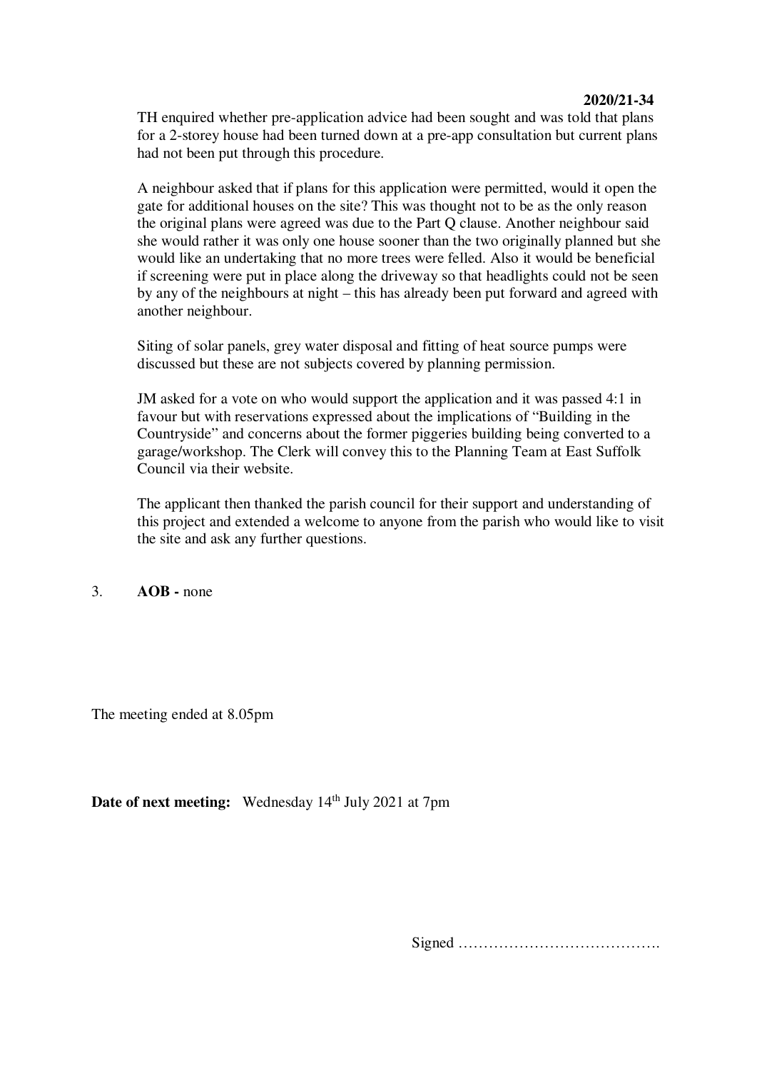TH enquired whether pre-application advice had been sought and was told that plans for a 2-storey house had been turned down at a pre-app consultation but current plans had not been put through this procedure.

A neighbour asked that if plans for this application were permitted, would it open the gate for additional houses on the site? This was thought not to be as the only reason the original plans were agreed was due to the Part Q clause. Another neighbour said she would rather it was only one house sooner than the two originally planned but she would like an undertaking that no more trees were felled. Also it would be beneficial if screening were put in place along the driveway so that headlights could not be seen by any of the neighbours at night – this has already been put forward and agreed with another neighbour.

Siting of solar panels, grey water disposal and fitting of heat source pumps were discussed but these are not subjects covered by planning permission.

JM asked for a vote on who would support the application and it was passed 4:1 in favour but with reservations expressed about the implications of "Building in the Countryside" and concerns about the former piggeries building being converted to a garage/workshop. The Clerk will convey this to the Planning Team at East Suffolk Council via their website.

The applicant then thanked the parish council for their support and understanding of this project and extended a welcome to anyone from the parish who would like to visit the site and ask any further questions.

3. **AOB -** none

The meeting ended at 8.05pm

**Date of next meeting:** Wednesday 14th July 2021 at 7pm

Signed ………………………………….